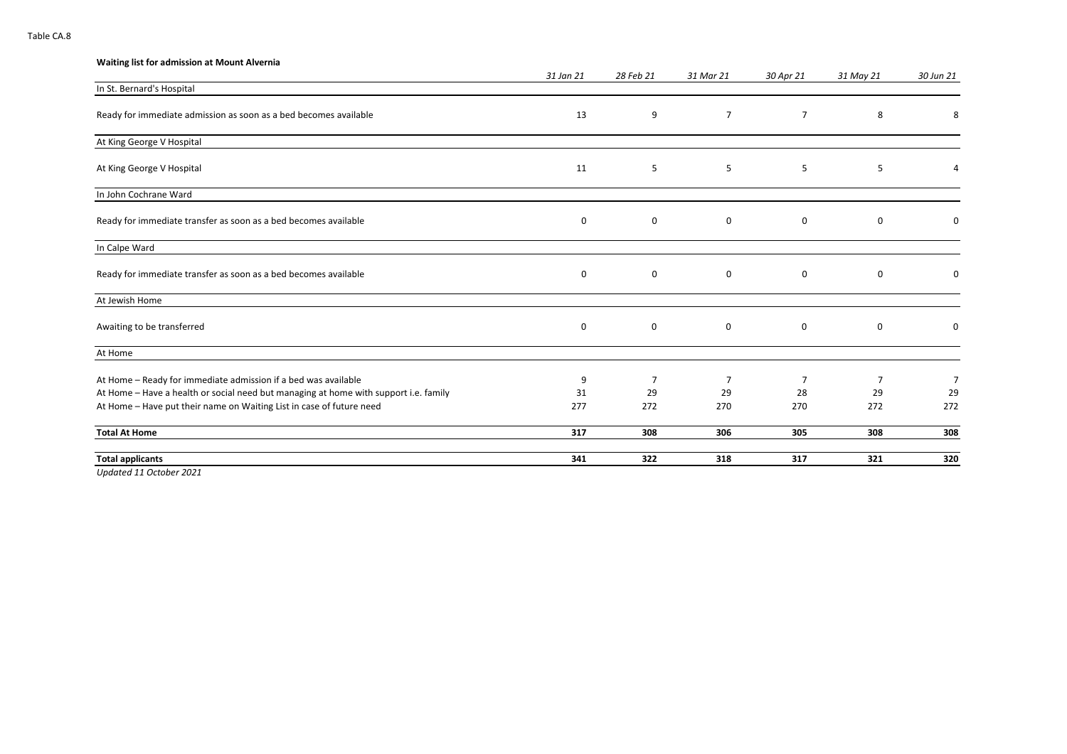Table CA.8

**Waiting list for admission at Mount Alvernia**

| | *31 Jan 21* | *28 Feb 21* | *31 Mar 21* | *30 Apr 21* | *31 May 21* | *30 Jun 21* |
|---|---|---|---|---|---|---|
| In St. Bernard's Hospital | | | | | | |
| Ready for immediate admission as soon as a bed becomes available | 13 | 9 | 7 | 7 | 8 | 8 |
| At King George V Hospital | | | | | | |
| At King George V Hospital | 11 | 5 | 5 | 5 | 5 | 4 |
| In John Cochrane Ward | | | | | | |
| Ready for immediate transfer as soon as a bed becomes available | 0 | 0 | 0 | 0 | 0 | 0 |
| In Calpe Ward | | | | | | |
| Ready for immediate transfer as soon as a bed becomes available | 0 | 0 | 0 | 0 | 0 | 0 |
| At Jewish Home | | | | | | |
| Awaiting to be transferred | 0 | 0 | 0 | 0 | 0 | 0 |
| At Home | | | | | | |
| At Home – Ready for immediate admission if a bed was available | 9 | 7 | 7 | 7 | 7 | 7 |
| At Home – Have a health or social need but managing at home with support i.e. family | 31 | 29 | 29 | 28 | 29 | 29 |
| At Home – Have put their name on Waiting List in case of future need | 277 | 272 | 270 | 270 | 272 | 272 |
| **Total At Home** | **317** | **308** | **306** | **305** | **308** | **308** |
| **Total applicants** | **341** | **322** | **318** | **317** | **321** | **320** |

*Updated 11 October 2021*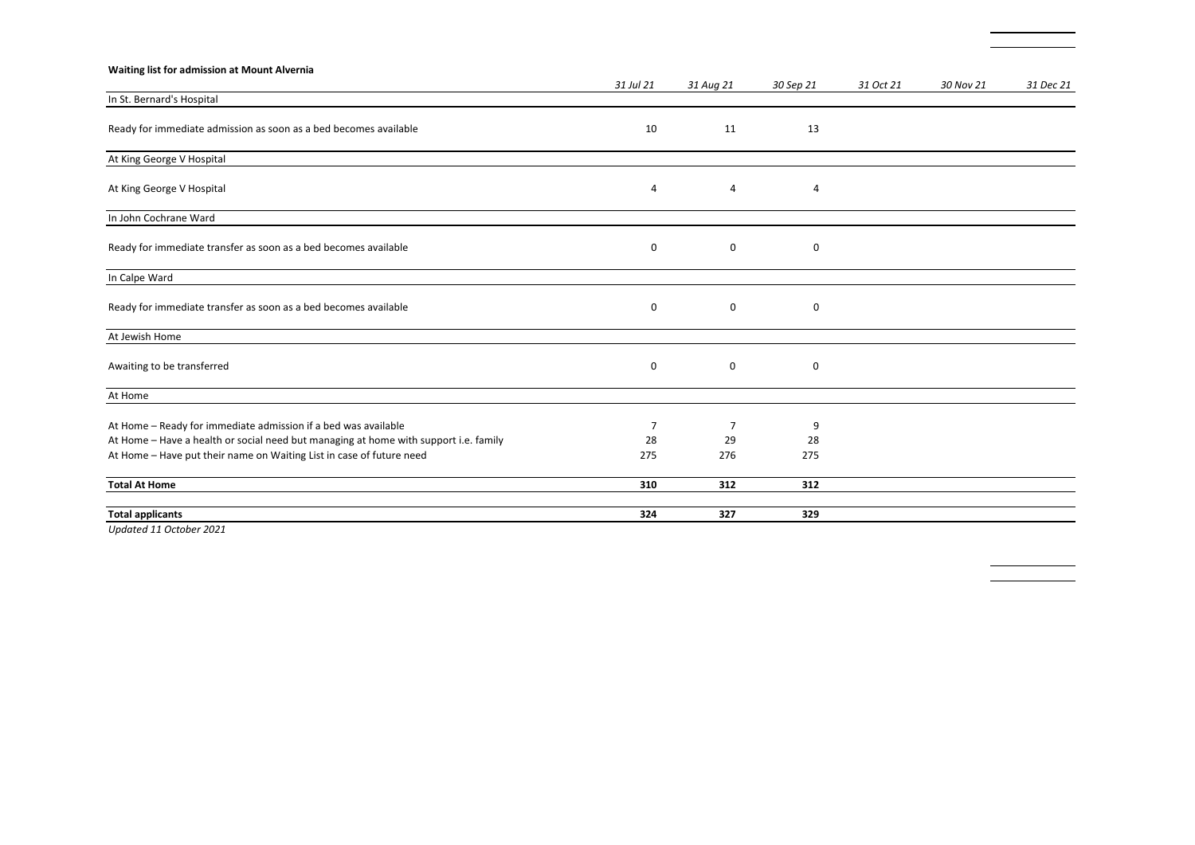**Waiting list for admission at Mount Alvernia**

| | 31 Jul 21 | 31 Aug 21 | 30 Sep 21 | 31 Oct 21 | 30 Nov 21 | 31 Dec 21 |
|---|---|---|---|---|---|---|
| In St. Bernard's Hospital | | | | | | |
| Ready for immediate admission as soon as a bed becomes available | 10 | 11 | 13 | | | |
| At King George V Hospital | | | | | | |
| At King George V Hospital | 4 | 4 | 4 | | | |
| In John Cochrane Ward | | | | | | |
| Ready for immediate transfer as soon as a bed becomes available | 0 | 0 | 0 | | | |
| In Calpe Ward | | | | | | |
| Ready for immediate transfer as soon as a bed becomes available | 0 | 0 | 0 | | | |
| At Jewish Home | | | | | | |
| Awaiting to be transferred | 0 | 0 | 0 | | | |
| At Home | | | | | | |
| At Home – Ready for immediate admission if a bed was available | 7 | 7 | 9 | | | |
| At Home – Have a health or social need but managing at home with support i.e. family | 28 | 29 | 28 | | | |
| At Home – Have put their name on Waiting List in case of future need | 275 | 276 | 275 | | | |
| **Total At Home** | **310** | **312** | **312** | | | |
| **Total applicants** | **324** | **327** | **329** | | | |

*Updated 11 October 2021*